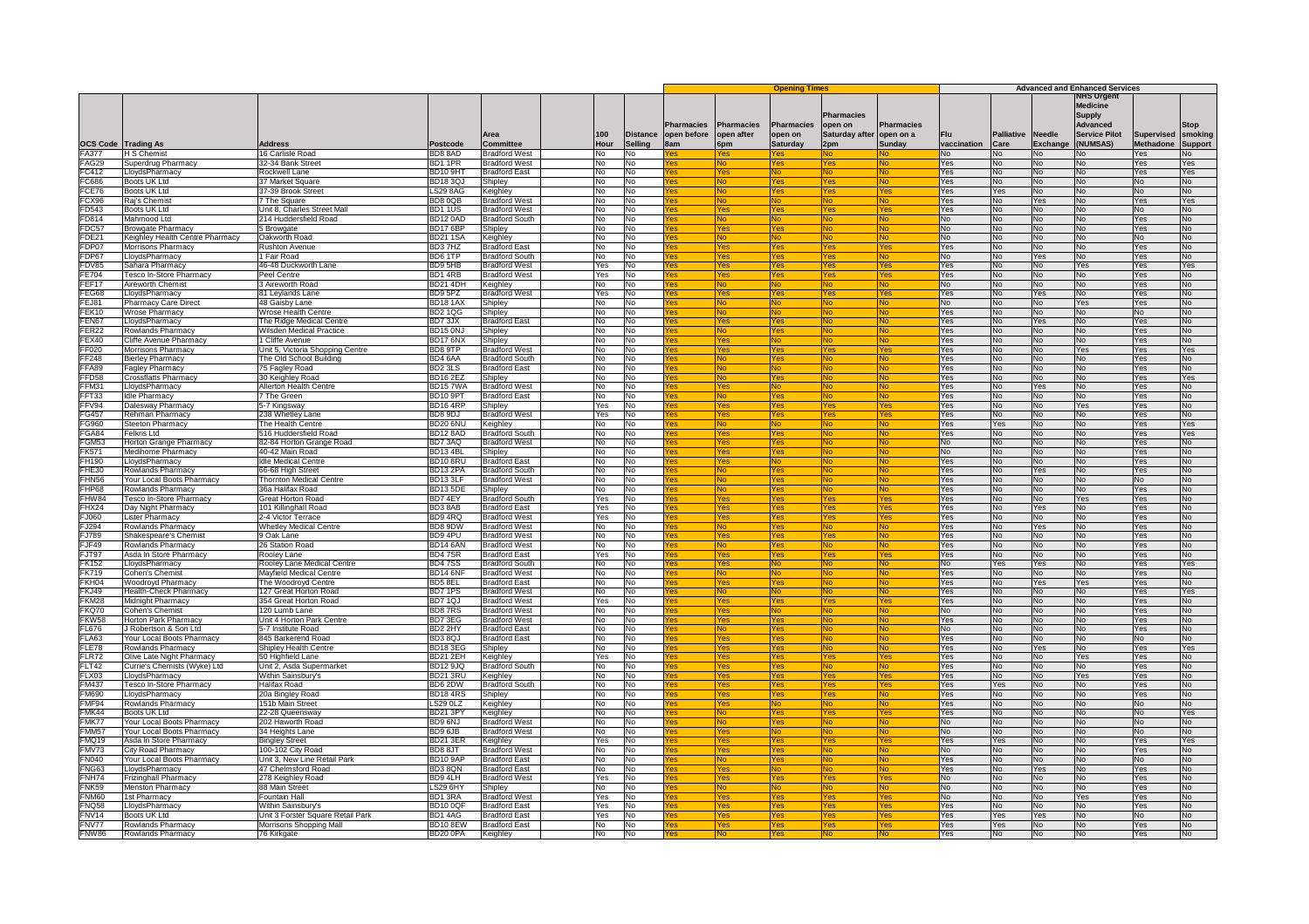| | | | | | | | Opening Times | | | | | Advanced and Enhanced Services | | | | | |
|---|---|---|---|---|---|---|---|---|---|---|---|---|---|---|---|---|---|
| OCS Code | Trading As | Address | Postcode | Area Committee | 100 Hour | Distance Selling | Pharmacies open before 8am | Pharmacies open after 6pm | Pharmacies open on Saturday | Pharmacies open on Saturday after 2pm | Pharmacies open on a Sunday | Flu vaccination | Palliative Care | Needle Exchange | NHS Urgent Medicine Supply Advanced Service Pilot (NUMSAS) | Supervised Methadone | Stop smoking Support |
| FA377 | H S Chemist | 16 Carlisle Road | BD8 8AD | Bradford West | No | No | Yes | Yes | Yes | No | No | No | No | No | No | Yes | No |
| FAG29 | Superdrug Pharmacy | 32-34 Bank Street | BD1 1PR | Bradford West | No | No | Yes | No | Yes | Yes | No | Yes | No | No | No | Yes | Yes |
| FC412 | LloydsPharmacy | Rockwell Lane | BD10 9HT | Bradford East | No | No | Yes | Yes | No | No | No | Yes | No | No | No | Yes | Yes |
| FC686 | Boots UK Ltd | 37 Market Square | BD18 3QJ | Shipley | No | No | Yes | No | Yes | No | No | Yes | No | No | No | No | No |
| FCE76 | Boots UK Ltd | 37-39 Brook Street | LS29 8AG | Keighley | No | No | Yes | No | Yes | Yes | Yes | Yes | Yes | No | No | No | No |
| FCX96 | Raj's Chemist | 7 The Square | BD8 0QB | Bradford West | No | No | Yes | No | No | No | No | Yes | No | Yes | No | Yes | Yes |
| FD543 | Boots UK Ltd | Unit 8, Charles Street Mall | BD1 1US | Bradford West | No | No | Yes | Yes | Yes | Yes | Yes | Yes | No | No | No | No | No |
| FD814 | Mahmood Ltd | 214 Huddersfield Road | BD12 0AD | Bradford South | No | No | Yes | No | No | No | No | No | No | No | No | Yes | No |
| FDC57 | Browgate Pharmacy | 5 Browgate | BD17 6BP | Shipley | No | No | Yes | Yes | Yes | No | No | No | No | No | No | Yes | No |
| FDE21 | Keighley Health Centre Pharmacy | Oakworth Road | BD21 1SA | Keighley | No | No | Yes | No | No | No | No | No | No | No | No | No | No |
| FDP07 | Morrisons Pharmacy | Rushton Avenue | BD3 7HZ | Bradford East | No | No | Yes | Yes | Yes | Yes | Yes | Yes | No | No | No | Yes | No |
| FDP67 | LloydsPharmacy | 1 Fair Road | BD6 1TP | Bradford South | No | No | Yes | Yes | Yes | Yes | No | No | No | Yes | No | Yes | No |
| FDV85 | Sahara Pharmacy | 46-48 Duckworth Lane | BD9 5HB | Bradford West | Yes | No | Yes | Yes | Yes | Yes | Yes | Yes | No | No | Yes | Yes | Yes |
| FE704 | Tesco In-Store Pharmacy | Peel Centre | BD1 4RB | Bradford West | Yes | No | Yes | Yes | Yes | Yes | Yes | Yes | No | No | No | Yes | No |
| FEF17 | Aireworth Chemist | 3 Aireworth Road | BD21 4DH | Keighley | No | No | Yes | No | No | No | No | No | No | No | No | Yes | No |
| FEG68 | LloydsPharmacy | 81 Leylands Lane | BD9 5PZ | Bradford West | Yes | No | Yes | Yes | Yes | Yes | Yes | Yes | No | Yes | No | Yes | No |
| FEJ81 | Pharmacy Care Direct | 48 Gaisby Lane | BD18 1AX | Shipley | No | No | Yes | No | No | No | No | No | No | No | Yes | Yes | No |
| FEK10 | Wrose Pharmacy | Wrose Health Centre | BD2 1QG | Shipley | No | No | Yes | No | No | No | No | Yes | No | No | No | No | No |
| FEN67 | LloydsPharmacy | The Ridge Medical Centre | BD7 3JX | Bradford East | No | No | Yes | Yes | Yes | No | No | Yes | No | Yes | No | Yes | No |
| FER22 | Rowlands Pharmacy | Wilsden Medical Practice | BD15 0NJ | Shipley | No | No | Yes | No | Yes | No | No | Yes | No | No | No | Yes | No |
| FEX40 | Cliffe Avenue Pharmacy | 1 Cliffe Avenue | BD17 6NX | Shipley | No | No | Yes | Yes | No | No | No | Yes | No | No | No | Yes | No |
| FF020 | Morrisons Pharmacy | Unit 5, Victoria Shopping Centre | BD8 9TP | Bradford West | No | No | Yes | Yes | Yes | Yes | Yes | Yes | No | No | Yes | Yes | Yes |
| FF248 | Bierley Pharmacy | The Old School Building | BD4 6AA | Bradford South | No | No | Yes | No | Yes | No | No | Yes | No | No | No | Yes | No |
| FFA89 | Fagley Pharmacy | 75 Fagley Road | BD2 3LS | Bradford East | No | No | Yes | No | No | No | No | Yes | No | No | No | Yes | No |
| FFD58 | Crossflatts Pharmacy | 30 Keighley Road | BD16 2EZ | Shipley | No | No | Yes | No | Yes | No | No | Yes | No | No | No | Yes | Yes |
| FFM31 | LloydsPharmacy | Allerton Health Centre | BD15 7WA | Bradford West | No | No | Yes | Yes | No | No | No | Yes | No | Yes | No | Yes | No |
| FFT33 | Idle Pharmacy | 7 The Green | BD10 9PT | Bradford East | No | No | Yes | No | Yes | No | No | Yes | No | No | No | Yes | No |
| FFV94 | Dalesway Pharmacy | 5-7 Kingsway | BD16 4RP | Shipley | Yes | No | Yes | Yes | Yes | Yes | Yes | Yes | No | No | Yes | Yes | No |
| FG457 | Rehman Pharmacy | 238 Whetley Lane | BD8 9DJ | Bradford West | Yes | No | Yes | Yes | Yes | Yes | Yes | Yes | No | No | No | Yes | No |
| FG960 | Steeton Pharmacy | The Health Centre | BD20 6NU | Keighley | No | No | Yes | No | No | No | No | Yes | Yes | No | No | Yes | Yes |
| FGA84 | Felkris Ltd | 516 Huddersfield Road | BD12 8AD | Bradford South | No | No | Yes | Yes | Yes | No | No | Yes | No | No | No | Yes | Yes |
| FGM53 | Horton Grange Pharmacy | 82-84 Horton Grange Road | BD7 3AQ | Bradford West | No | No | Yes | Yes | Yes | No | No | No | No | No | No | Yes | No |
| FK571 | Medihome Pharmacy | 40-42 Main Road | BD13 4BL | Shipley | No | No | Yes | Yes | Yes | No | No | No | No | No | No | Yes | No |
| FH190 | LloydsPharmacy | Idle Medical Centre | BD10 8RU | Bradford East | No | No | Yes | Yes | No | No | No | Yes | No | No | No | Yes | No |
| FHE30 | Rowlands Pharmacy | 66-68 High Street | BD13 2PA | Bradford South | No | No | Yes | No | Yes | No | No | Yes | No | Yes | No | Yes | No |
| FHN56 | Your Local Boots Pharmacy | Thornton Medical Centre | BD13 3LF | Bradford West | No | No | Yes | No | Yes | No | No | Yes | No | No | No | No | No |
| FHP68 | Rowlands Pharmacy | 36a Halifax Road | BD13 5DE | Shipley | No | No | Yes | No | Yes | No | No | Yes | No | No | No | Yes | No |
| FHW84 | Tesco In-Store Pharmacy | Great Horton Road | BD7 4EY | Bradford South | Yes | No | Yes | Yes | Yes | Yes | Yes | Yes | No | No | Yes | Yes | No |
| FHX24 | Day Night Pharmacy | 101 Killinghall Road | BD3 8AB | Bradford East | Yes | No | Yes | Yes | Yes | Yes | Yes | Yes | No | Yes | No | Yes | No |
| FJ060 | Lister Pharmacy | 2-4 Victor Terrace | BD9 4RQ | Bradford West | Yes | No | Yes | Yes | Yes | Yes | Yes | Yes | No | No | No | Yes | No |
| FJ294 | Rowlands Pharmacy | Whetley Medical Centre | BD8 9DW | Bradford West | No | No | Yes | No | Yes | No | No | Yes | No | Yes | No | Yes | No |
| FJ789 | Shakespeare's Chemist | 9 Oak Lane | BD9 4PU | Bradford West | No | No | Yes | Yes | Yes | Yes | No | Yes | No | No | No | Yes | No |
| FJF49 | Rowlands Pharmacy | 26 Station Road | BD14 6AN | Bradford West | No | No | Yes | No | Yes | No | No | Yes | No | No | No | Yes | No |
| FJT97 | Asda In Store Pharmacy | Rooley Lane | BD4 7SR | Bradford East | Yes | No | Yes | Yes | Yes | Yes | Yes | Yes | No | No | No | Yes | No |
| FK152 | LloydsPharmacy | Rooley Lane Medical Centre | BD4 7SS | Bradford South | No | No | Yes | Yes | No | No | No | No | Yes | Yes | No | Yes | Yes |
| FK719 | Cohen's Chemist | Mayfield Medical Centre | BD14 6NF | Bradford West | No | No | Yes | No | No | No | No | Yes | No | No | No | Yes | No |
| FKH04 | Woodroyd Pharmacy | The Woodroyd Centre | BD5 8EL | Bradford East | No | No | Yes | Yes | Yes | No | No | Yes | No | Yes | Yes | Yes | No |
| FKJ49 | Health-Check Pharmacy | 127 Great Horton Road | BD7 1PS | Bradford West | No | No | Yes | No | No | No | No | Yes | No | No | No | Yes | Yes |
| FKM28 | Midnight Pharmacy | 354 Great Horton Road | BD7 1QJ | Bradford West | Yes | No | Yes | Yes | Yes | Yes | Yes | Yes | No | No | No | Yes | No |
| FKQ70 | Cohen's Chemist | 120 Lumb Lane | BD8 7RS | Bradford West | No | No | Yes | Yes | No | No | No | No | No | No | No | Yes | No |
| FKW58 | Horton Park Pharmacy | Unit 4 Horton Park Centre | BD7 3EG | Bradford West | No | No | Yes | Yes | Yes | No | No | Yes | No | No | No | Yes | No |
| FL676 | J Robertson & Son Ltd | 5-7 Institute Road | BD2 2HY | Bradford East | No | No | Yes | No | Yes | No | No | No | No | No | No | Yes | No |
| FLA63 | Your Local Boots Pharmacy | 845 Barkerend Road | BD3 8QJ | Bradford East | No | No | Yes | Yes | Yes | No | No | Yes | No | No | No | No | No |
| FLE78 | Rowlands Pharmacy | Shipley Health Centre | BD18 3EG | Shipley | No | No | Yes | Yes | Yes | No | No | Yes | No | Yes | No | Yes | Yes |
| FLR72 | Olive Late Night Pharmacy | 50 Highfield Lane | BD21 2EH | Keighley | Yes | No | Yes | Yes | Yes | Yes | Yes | Yes | No | No | Yes | Yes | No |
| FLT42 | Currie's Chemists (Wyke) Ltd | Unit 2, Asda Supermarket | BD12 9JQ | Bradford South | No | No | Yes | Yes | Yes | No | No | Yes | No | No | No | Yes | No |
| FLX03 | LloydsPharmacy | Within Sainsbury's | BD21 3RU | Keighley | No | No | Yes | Yes | Yes | Yes | Yes | Yes | No | No | Yes | Yes | No |
| FM437 | Tesco In-Store Pharmacy | Halifax Road | BD6 2DW | Bradford South | No | No | Yes | Yes | Yes | Yes | Yes | Yes | Yes | No | No | Yes | No |
| FM690 | LloydsPharmacy | 20a Bingley Road | BD18 4RS | Shipley | No | No | Yes | Yes | Yes | Yes | No | Yes | No | No | No | Yes | No |
| FMF94 | Rowlands Pharmacy | 151b Main Street | LS29 0LZ | Keighley | No | No | Yes | Yes | No | No | No | Yes | No | No | No | No | No |
| FMK44 | Boots UK Ltd | 22-28 Queensway | BD21 3PY | Keighley | No | No | Yes | No | Yes | Yes | Yes | Yes | No | No | No | No | Yes |
| FMK77 | Your Local Boots Pharmacy | 202 Haworth Road | BD9 6NJ | Bradford West | No | No | Yes | No | Yes | No | No | No | No | No | No | No | No |
| FMM57 | Your Local Boots Pharmacy | 34 Heights Lane | BD9 6JB | Bradford West | No | No | Yes | Yes | No | No | No | No | No | No | No | No | No |
| FMQ19 | Asda In Store Pharmacy | Bingley Street | BD21 3ER | Keighley | Yes | No | Yes | Yes | Yes | Yes | Yes | Yes | Yes | No | No | Yes | Yes |
| FMV73 | City Road Pharmacy | 100-102 City Road | BD8 8JT | Bradford West | No | No | Yes | Yes | Yes | No | No | No | No | No | No | Yes | No |
| FN040 | Your Local Boots Pharmacy | Unit 3, New Line Retail Park | BD10 9AP | Bradford East | No | No | Yes | No | Yes | No | No | Yes | No | No | No | No | No |
| FNG63 | LloydsPharmacy | 47 Chelmsford Road | BD3 8QN | Bradford East | No | No | Yes | Yes | No | No | No | Yes | No | Yes | No | Yes | No |
| FNH74 | Frizinghall Pharmacy | 278 Keighley Road | BD9 4LH | Bradford West | Yes | No | Yes | Yes | Yes | Yes | Yes | No | No | No | No | Yes | No |
| FNK59 | Menston Pharmacy | 88 Main Street | LS29 6HY | Shipley | No | No | Yes | No | No | No | No | No | No | No | No | Yes | No |
| FNM60 | 1st Pharmacy | Fountain Hall | BD1 3RA | Bradford West | Yes | No | Yes | Yes | Yes | Yes | Yes | No | No | No | Yes | Yes | No |
| FNQ58 | LloydsPharmacy | Within Sainsbury's | BD10 0QF | Bradford East | Yes | No | Yes | Yes | Yes | Yes | Yes | Yes | No | No | No | Yes | No |
| FNV14 | Boots UK Ltd | Unit 3 Forster Square Retail Park | BD1 4AG | Bradford East | Yes | No | Yes | Yes | Yes | Yes | Yes | Yes | Yes | Yes | No | No | No |
| FNV77 | Rowlands Pharmacy | Morrisons Shopping Mall | BD10 8EW | Bradford East | No | No | Yes | Yes | Yes | Yes | Yes | Yes | Yes | No | No | Yes | No |
| FNW86 | Rowlands Pharmacy | 76 Kirkgate | BD20 0PA | Keighley | No | No | Yes | No | Yes | No | No | Yes | No | No | No | Yes | No |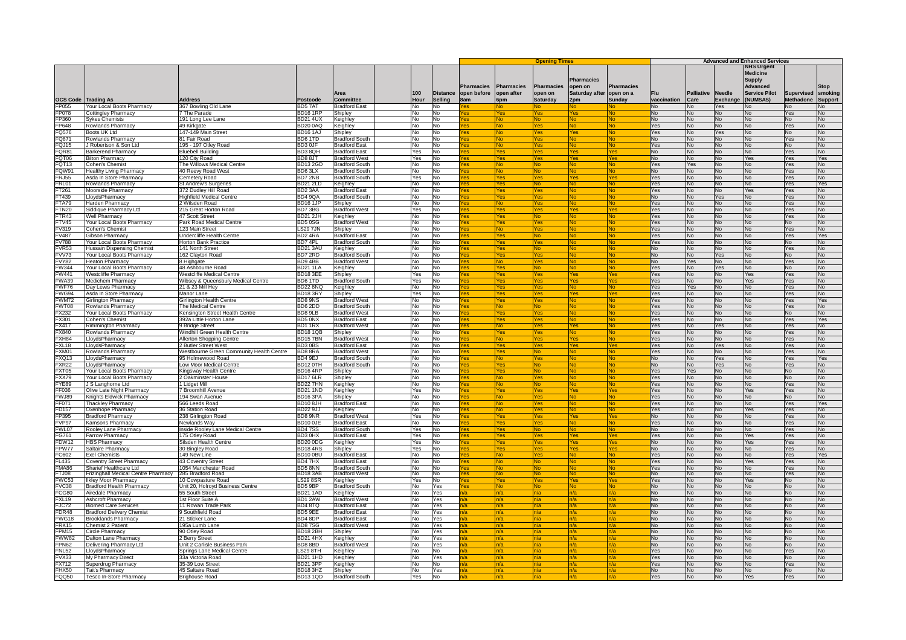| | | | | | | | Opening Times | | | | | Advanced and Enhanced Services | | | | | |
|---|---|---|---|---|---|---|---|---|---|---|---|---|---|---|---|---|---|
| OCS Code | Trading As | Address | Postcode | Area Committee | 100 Hour | Distance Selling | Pharmacies open before 8am | Pharmacies open after 6pm | Pharmacies open on Saturday | Pharmacies open on Saturday after 2pm | Pharmacies open on a Sunday | Flu vaccination | Palliative Care | Needle Exchange | NHS Urgent Medicine Supply Advanced Service Pilot (NUMSAS) | Supervised Methadone | Stop smoking Support |
| FP055 | Your Local Boots Pharmacy | 367 Bowling Old Lane | BD5 7AT | Bradford East | No | No | Yes | No | No | No | No | No | No | Yes | No | No | No |
| FP078 | Cottingley Pharmacy | 7 The Parade | BD16 1RP | Shipley | No | No | Yes | Yes | Yes | Yes | No | No | No | No | No | Yes | No |
| FP360 | Sykes Chemists | 191 Long Lee Lane | BD21 4UX | Keighley | No | No | Yes | No | No | No | No | No | No | No | No | No | No |
| FP648 | Rowlands Pharmacy | 49 Kirkgate | BD20 0AQ | Keighley | No | No | Yes | No | Yes | No | No | Yes | No | No | No | Yes | No |
| FQ576 | Boots UK Ltd | 147-149 Main Street | BD16 1AJ | Shipley | No | No | Yes | No | Yes | Yes | No | Yes | No | Yes | No | No | No |
| FQ871 | Rowlands Pharmacy | 81 Fair Road | BD6 1TD | Bradford South | No | No | Yes | No | Yes | No | No | No | No | No | No | Yes | No |
| FQJ15 | J Robertson & Son Ltd | 195 - 197 Otley Road | BD3 0JF | Bradford East | No | No | Yes | No | Yes | No | No | Yes | No | No | No | No | No |
| FQR81 | Barkerend Pharmacy | Bluebell Building | BD3 8QH | Bradford East | Yes | No | Yes | Yes | Yes | Yes | Yes | No | No | No | No | Yes | No |
| FQT06 | Bilton Pharmacy | 120 City Road | BD8 8JT | Bradford West | Yes | No | Yes | Yes | Yes | Yes | Yes | No | No | No | Yes | Yes | Yes |
| FQT13 | Cohen's Chemist | The Willows Medical Centre | BD13 2GD | Bradford South | No | No | Yes | No | No | No | No | Yes | Yes | No | No | Yes | No |
| FQW91 | Healthy Living Pharmacy | 40 Reevy Road West | BD6 3LX | Bradford South | No | No | Yes | No | No | No | No | No | No | No | No | Yes | No |
| FRJ55 | Asda In Store Pharmacy | Cemetery Road | BD7 2NB | Bradford South | Yes | No | Yes | Yes | Yes | Yes | Yes | Yes | No | No | No | Yes | No |
| FRL01 | Rowlands Pharmacy | St Andrew's Surgeries | BD21 2LD | Keighley | No | No | Yes | Yes | No | No | No | Yes | No | No | No | Yes | Yes |
| FT261 | Moorside Pharmacy | 372 Dudley Hill Road | BD2 3AA | Bradford East | No | No | Yes | Yes | Yes | No | No | Yes | No | No | Yes | Yes | No |
| FT439 | LloydsPharmacy | Highfield Medical Centre | BD4 9QA | Bradford South | No | No | Yes | Yes | Yes | No | No | No | No | Yes | No | Yes | No |
| FTA79 | Harden Pharmacy | 2 Wilsden Road | BD16 1JP | Shipley | No | No | Yes | No | Yes | No | No | Yes | No | No | No | Yes | No |
| FTN20 | Siddique Pharmacy Ltd | 215 Great Horton Road | BD7 3BG | Bradford West | Yes | No | Yes | Yes | Yes | Yes | Yes | Yes | No | No | No | Yes | No |
| FTR43 | Well Pharmacy | 47 Scott Street | BD21 2JH | Keighley | No | No | Yes | Yes | No | No | No | Yes | No | No | No | Yes | No |
| FTV45 | Your Local Boots Pharmacy | Park Road Medical Centre | BD5 0SG | Bradford West | No | No | Yes | Yes | Yes | No | No | Yes | No | No | No | No | No |
| FV319 | Cohen's Chemist | 123 Main Street | LS29 7JN | Shipley | No | No | Yes | No | Yes | No | No | Yes | No | No | No | Yes | No |
| FV487 | Gibson Pharmacy | Undercliffe Health Centre | BD2 4RA | Bradford East | No | No | Yes | Yes | No | No | No | Yes | No | No | No | Yes | Yes |
| FV788 | Your Local Boots Pharmacy | Horton Bank Practice | BD7 4PL | Bradford South | No | No | Yes | Yes | Yes | No | No | Yes | No | No | No | No | No |
| FVR53 | Hussain Dispensing Chemist | 141 North Street | BD21 3AU | Keighley | No | No | Yes | Yes | No | No | No | No | No | No | No | Yes | No |
| FVV73 | Your Local Boots Pharmacy | 162 Clayton Road | BD7 2RD | Bradford South | No | No | Yes | Yes | Yes | No | No | No | No | Yes | No | No | No |
| FVY82 | Heaton Pharmacy | 8 Highgate | BD9 4BB | Bradford West | No | No | Yes | No | Yes | No | No | No | Yes | No | No | Yes | No |
| FW344 | Your Local Boots Pharmacy | 48 Ashbourne Road | BD21 1LA | Keighley | No | No | Yes | Yes | No | No | No | Yes | No | Yes | No | No | No |
| FW441 | Westcliffe Pharmacy | Westcliffe Medical Centre | BD18 3EE | Shipley | Yes | No | Yes | Yes | Yes | Yes | Yes | Yes | No | No | Yes | Yes | No |
| FWA39 | Medichem Pharmacy | Wibsey & Queensbury Medical Centre | BD6 1TD | Bradford South | Yes | No | Yes | Yes | Yes | Yes | Yes | Yes | No | No | Yes | Yes | No |
| FWF76 | Day Lewis Pharmacy | 21 & 23 Mill Hey | BD22 8NQ | Keighley | No | No | Yes | Yes | Yes | No | No | Yes | Yes | No | No | Yes | No |
| FWG94 | Asda In Store Pharmacy | Manor Lane | BD18 3RY | Shipley | Yes | No | Yes | Yes | Yes | Yes | Yes | Yes | No | No | No | Yes | No |
| FWM72 | Girlington Pharmacy | Girlington Health Centre | BD8 9NS | Bradford West | No | No | Yes | Yes | Yes | No | No | Yes | No | No | No | Yes | Yes |
| FWT08 | Rowlands Pharmacy | The Medical Centre | BD6 2DD | Bradford South | No | No | Yes | No | No | No | No | Yes | No | No | No | Yes | No |
| FX232 | Your Local Boots Pharmacy | Kensington Street Health Centre | BD8 9LB | Bradford West | No | No | Yes | Yes | Yes | No | No | Yes | No | No | No | No | No |
| FX301 | Cohen's Chemist | 392a Little Horton Lane | BD5 0NX | Bradford East | No | No | Yes | Yes | Yes | No | No | Yes | No | No | No | Yes | Yes |
| FX417 | Rimmington Pharmacy | 9 Bridge Street | BD1 1RX | Bradford West | No | No | Yes | No | Yes | Yes | No | Yes | No | Yes | No | Yes | No |
| FX840 | Rowlands Pharmacy | Windhill Green Health Centre | BD18 1QB | Shipley | No | No | Yes | Yes | Yes | No | No | Yes | No | No | No | Yes | No |
| FXH84 | LloydsPharmacy | Allerton Shopping Centre | BD15 7BN | Bradford West | No | No | Yes | No | Yes | Yes | No | Yes | No | No | No | Yes | No |
| FXL18 | LloydsPharmacy | 2 Butler Street West | BD3 0BS | Bradford East | No | No | Yes | Yes | Yes | Yes | Yes | Yes | No | Yes | No | Yes | No |
| FXM01 | Rowlands Pharmacy | Westbourne Green Community Health Centre | BD8 8RA | Bradford West | No | No | Yes | Yes | No | No | No | Yes | No | No | No | Yes | No |
| FXQ13 | LloydsPharmacy | 95 Holmewood Road | BD4 9EJ | Bradford South | No | No | Yes | No | Yes | No | No | No | No | Yes | No | Yes | Yes |
| FXR22 | LloydsPharmacy | Low Moor Medical Centre | BD12 0TH | Bradford South | No | No | Yes | Yes | No | No | No | No | No | Yes | No | Yes | No |
| FXT05 | Your Local Boots Pharmacy | Kingsway Health Centre | BD16 4RP | Shipley | No | No | Yes | Yes | No | No | No | Yes | Yes | No | No | No | No |
| FXX79 | Your Local Boots Pharmacy | 2 Oakminster House | BD17 6LR | Shipley | No | No | Yes | No | Yes | No | No | Yes | No | No | No | No | No |
| FYE89 | J S Langhorne Ltd | 1 Lidget Mill | BD22 7HN | Keighley | No | No | Yes | No | No | No | No | Yes | No | No | No | Yes | No |
| FF036 | Olive Late Night Pharmacy | 7 Broomhill Avenue | BD21 1ND | Keighley | Yes | No | Yes | Yes | Yes | Yes | Yes | Yes | No | No | Yes | Yes | No |
| FWJ89 | Knights Eldwick Pharmacy | 194 Swan Avenue | BD16 3PA | Shipley | No | No | Yes | No | Yes | No | No | Yes | No | No | No | No | No |
| FF071 | Thackley Pharmacy | 566 Leeds Road | BD10 8JH | Bradford East | No | No | Yes | No | Yes | No | No | Yes | No | No | No | Yes | Yes |
| FD157 | Oxenhope Pharmacy | 36 Station Road | BD22 9JJ | Keighley | No | No | Yes | No | Yes | No | No | Yes | No | No | Yes | Yes | No |
| FP395 | Bradford Pharmacy | 238 Girlington Road | BD8 9NR | Bradford West | Yes | No | Yes | Yes | Yes | Yes | Yes | No | No | No | No | Yes | No |
| FVP97 | Kamsons Pharmacy | Newlands Way | BD10 0JE | Bradford East | No | No | Yes | Yes | Yes | No | No | Yes | No | No | No | Yes | No |
| FWL07 | Rooley Lane Pharmacy | Inside Rooley Lane Medical Centre | BD4 7SS | Bradford South | Yes | No | Yes | Yes | No | No | No | No | No | No | No | Yes | No |
| FG761 | Farrow Pharmacy | 175 Otley Road | BD3 0HX | Bradford East | Yes | No | Yes | Yes | Yes | Yes | Yes | Yes | No | No | Yes | Yes | No |
| FDW12 | HBS Pharmacy | Silsden Health Centre | BD20 0DG | Keighley | Yes | No | Yes | Yes | Yes | Yes | Yes | No | No | No | Yes | Yes | No |
| FPW77 | Saltaire Pharmacy | 30 Bingley Road | BD18 4RS | Shipley | Yes | No | Yes | Yes | Yes | Yes | Yes | No | No | No | No | Yes | No |
| FC602 | Exel Chemists | 149 New Line | BD10 0BU | Bradford East | No | No | Yes | No | Yes | No | No | Yes | No | No | No | Yes | Yes |
| FL435 | Coventry Street Pharmacy | 43 Coventry Street | BD4 7HX | Bradford East | No | No | Yes | No | No | No | No | Yes | No | No | Yes | Yes | No |
| FMA86 | Sharief Healthcare Ltd | 1054 Manchester Road | BD5 8NN | Bradford South | No | No | Yes | No | No | No | No | Yes | No | No | No | Yes | No |
| FTJ08 | Frizinghall Medical Centre Pharmacy | 285 Bradford Road | BD18 3AB | Bradford West | No | No | Yes | No | No | No | No | No | No | No | No | Yes | No |
| FWC53 | Ilkley Moor Pharmacy | 10 Cowpasture Road | LS29 8SR | Keighley | Yes | No | Yes | Yes | Yes | Yes | Yes | Yes | No | No | Yes | No | No |
| FVC38 | Bradford Health Pharmacy | Unit 20, Holroyd Business Centre | BD5 9BP | Bradford South | No | Yes | Yes | No | No | No | No | No | No | No | No | No | No |
| FCG80 | Airedale Pharmacy | 55 South Street | BD21 1AD | Keighley | No | Yes | n/a | n/a | n/a | n/a | n/a | No | No | No | No | No | No |
| FXL19 | Ashcroft Pharmacy | 1st Floor Suite A | BD1 2AW | Bradford West | No | Yes | n/a | n/a | n/a | n/a | n/a | No | No | No | No | No | No |
| FJC72 | Biomed Care Services | 11 Rowan Trade Park | BD4 8TQ | Bradford East | No | Yes | n/a | n/a | n/a | n/a | n/a | No | No | No | No | No | No |
| FDR48 | Bradford Delivery Chemist | 9 Southfield Road | BD5 9EE | Bradford East | No | Yes | n/a | n/a | n/a | n/a | n/a | No | No | No | No | No | No |
| FWG18 | Brooklands Pharmacy | 21 Sticker Lane | BD4 8DP | Bradford East | No | Yes | n/a | n/a | n/a | n/a | n/a | No | No | No | No | No | No |
| FRK15 | Chemist 2 Patient | 195a Lumb Lane | BD8 7SG | Bradford West | No | Yes | n/a | n/a | n/a | n/a | n/a | No | No | No | No | No | No |
| FPM15 | Circle Pharmacy | 90 Otley Road | BD18 2BH | Shipley | No | Yes | n/a | n/a | n/a | n/a | n/a | No | No | No | No | No | No |
| FWW82 | Dalton Lane Pharmacy | 2 Berry Street | BD21 4HX | Keighley | No | Yes | n/a | n/a | n/a | n/a | n/a | No | No | No | No | No | No |
| FPN62 | Delivering Pharmacy Ltd | Unit 2 Carlisle Business Park | BD8 8BD | Bradford West | No | Yes | n/a | n/a | n/a | n/a | n/a | No | No | No | No | No | No |
| FNL52 | LloydsPharmacy | Springs Lane Medical Centre | LS29 8TH | Keighley | No | No | n/a | n/a | n/a | n/a | n/a | Yes | No | No | No | Yes | No |
| FVX33 | My Pharmacy Direct | 33a Victoria Road | BD21 1HD | Keighley | No | Yes | n/a | n/a | n/a | n/a | n/a | Yes | No | No | No | No | No |
| FX712 | Superdrug Pharmacy | 35-39 Low Street | BD21 3PP | Keighley | No | No | n/a | n/a | n/a | n/a | n/a | Yes | No | No | No | Yes | No |
| FHX50 | Tait's Pharmacy | 45 Saltaire Road | BD18 3HZ | Shipley | No | Yes | n/a | n/a | n/a | n/a | n/a | No | No | No | No | No | No |
| FQQ50 | Tesco In-Store Pharmacy | Brighouse Road | BD13 1QD | Bradford South | Yes | No | n/a | n/a | n/a | n/a | n/a | Yes | No | No | Yes | Yes | No |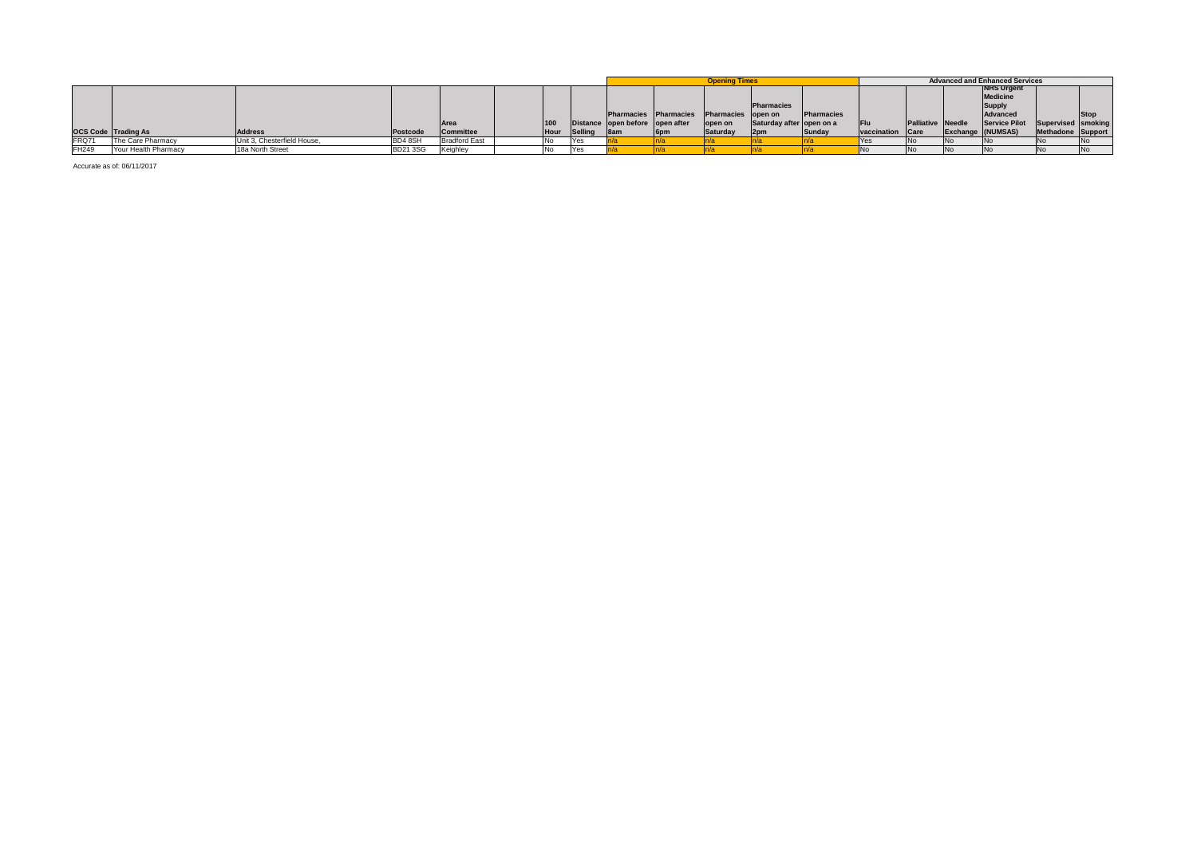| | | | | | | | | Opening Times | | | | | Advanced and Enhanced Services | | | | | |
|---|---|---|---|---|---|---|---|---|---|---|---|---|---|---|---|---|---|---|
| OCS Code | Trading As | Address | Postcode | Area Committee | | 100 Hour | Distance Selling | Pharmacies open before 8am | Pharmacies open after 6pm | Pharmacies open on Saturday | Pharmacies open on Saturday after 2pm | Pharmacies open on a Sunday | Flu vaccination | Palliative Care | Needle Exchange | NHS Urgent Medicine Supply Advanced Service Pilot (NUMSAS) | Supervised Methadone | Stop smoking Support |
| FRQ71 | The Care Pharmacy | Unit 3, Chesterfield House, | BD4 8SH | Bradford East | | No | Yes | n/a | n/a | n/a | n/a | n/a | Yes | No | No | No | No | No |
| FH249 | Your Health Pharmacy | 18a North Street | BD21 3SG | Keighley | | No | Yes | n/a | n/a | n/a | n/a | n/a | No | No | No | No | No | No |

Accurate as of: 06/11/2017